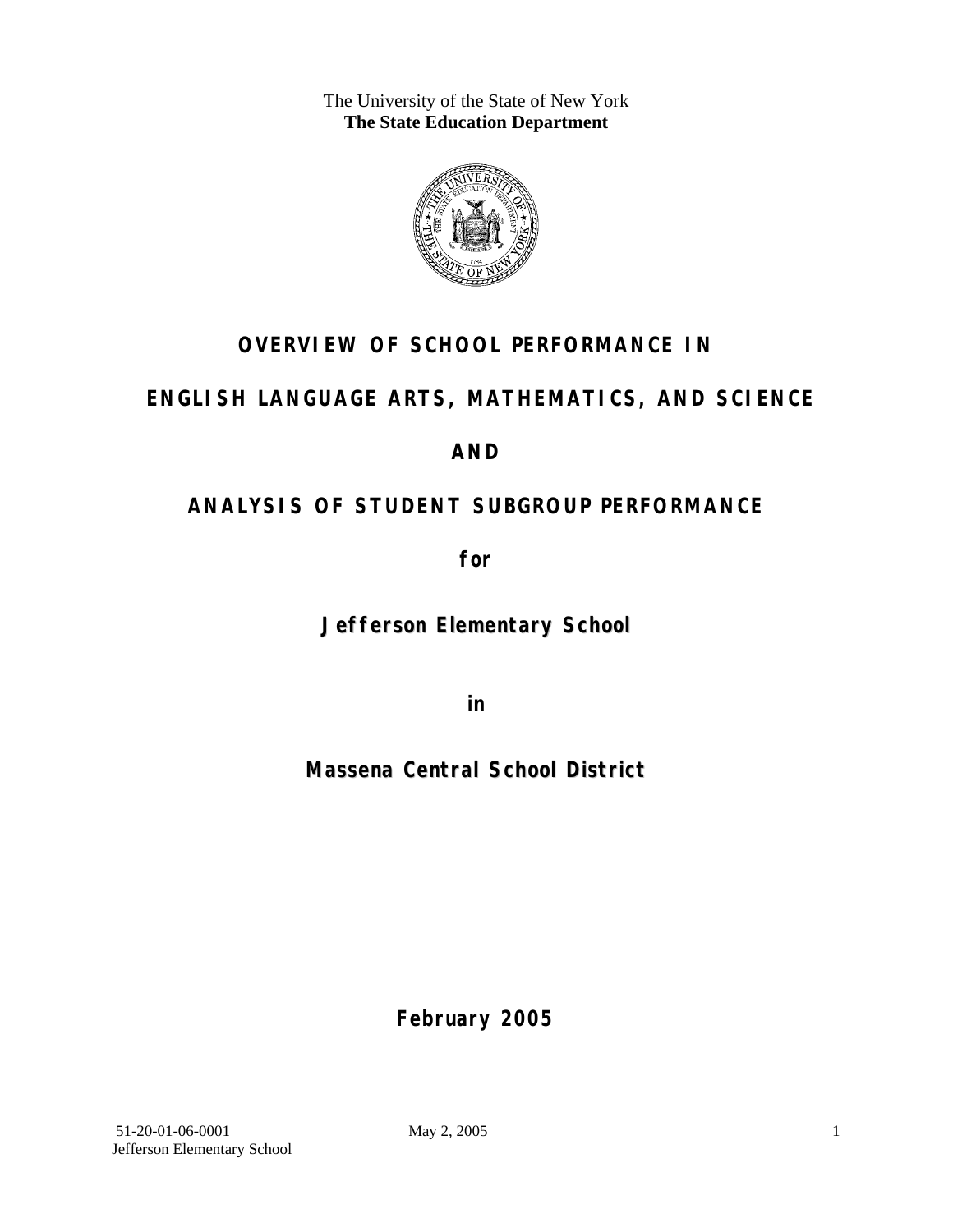The University of the State of New York
**The State Education Department**

# OVERVIEW OF SCHOOL PERFORMANCE IN

# ENGLISH LANGUAGE ARTS, MATHEMATICS, AND SCIENCE

# AND

# ANALYSIS OF STUDENT SUBGROUP PERFORMANCE

**for**

## Jefferson Elementary School

**in**

## Massena Central School District

**February 2005**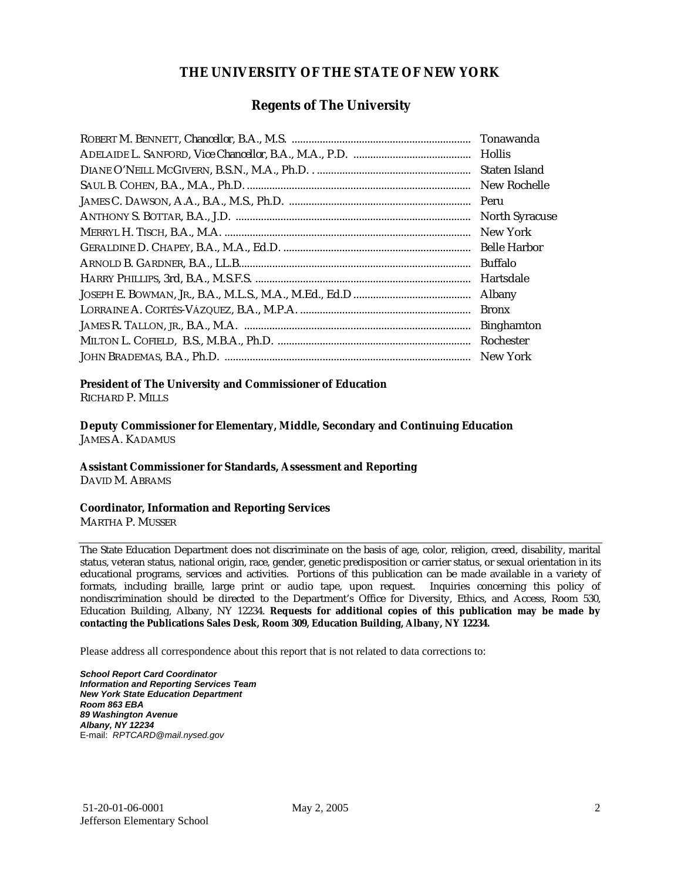# THE UNIVERSITY OF THE STATE OF NEW YORK

## Regents of The University

| | |
|---|---|
| ROBERT M. BENNETT, *Chancellor*, B.A., M.S. | Tonawanda |
| ADELAIDE L. SANFORD, *Vice Chancellor*, B.A., M.A., P.D. | Hollis |
| DIANE O'NEILL MCGIVERN, B.S.N., M.A., Ph.D. | Staten Island |
| SAUL B. COHEN, B.A., M.A., Ph.D. | New Rochelle |
| JAMES C. DAWSON, A.A., B.A., M.S., Ph.D. | Peru |
| ANTHONY S. BOTTAR, B.A., J.D. | North Syracuse |
| MERRYL H. TISCH, B.A., M.A. | New York |
| GERALDINE D. CHAPEY, B.A., M.A., Ed.D. | Belle Harbor |
| ARNOLD B. GARDNER, B.A., LL.B. | Buffalo |
| HARRY PHILLIPS, 3rd, B.A., M.S.F.S. | Hartsdale |
| JOSEPH E. BOWMAN, JR., B.A., M.L.S., M.A., M.Ed., Ed.D | Albany |
| LORRAINE A. CORTÉS-VÁZQUEZ, B.A., M.P.A. | Bronx |
| JAMES R. TALLON, JR., B.A., M.A. | Binghamton |
| MILTON L. COFIELD, B.S., M.B.A., Ph.D. | Rochester |
| JOHN BRADEMAS, B.A., Ph.D. | New York |

**President of The University and Commissioner of Education**
RICHARD P. MILLS

**Deputy Commissioner for Elementary, Middle, Secondary and Continuing Education**
JAMES A. KADAMUS

**Assistant Commissioner for Standards, Assessment and Reporting**
DAVID M. ABRAMS

**Coordinator, Information and Reporting Services**
MARTHA P. MUSSER

---

The State Education Department does not discriminate on the basis of age, color, religion, creed, disability, marital status, veteran status, national origin, race, gender, genetic predisposition or carrier status, or sexual orientation in its educational programs, services and activities. Portions of this publication can be made available in a variety of formats, including braille, large print or audio tape, upon request. Inquiries concerning this policy of nondiscrimination should be directed to the Department's Office for Diversity, Ethics, and Access, Room 530, Education Building, Albany, NY 12234. **Requests for additional copies of this publication may be made by contacting the Publications Sales Desk, Room 309, Education Building, Albany, NY 12234.**

Please address all correspondence about this report that is not related to data corrections to:

***School Report Card Coordinator***
***Information and Reporting Services Team***
***New York State Education Department***
***Room 863 EBA***
***89 Washington Avenue***
***Albany, NY 12234***
E-mail: *RPTCARD@mail.nysed.gov*

51-20-01-06-0001 May 2, 2005
Jefferson Elementary School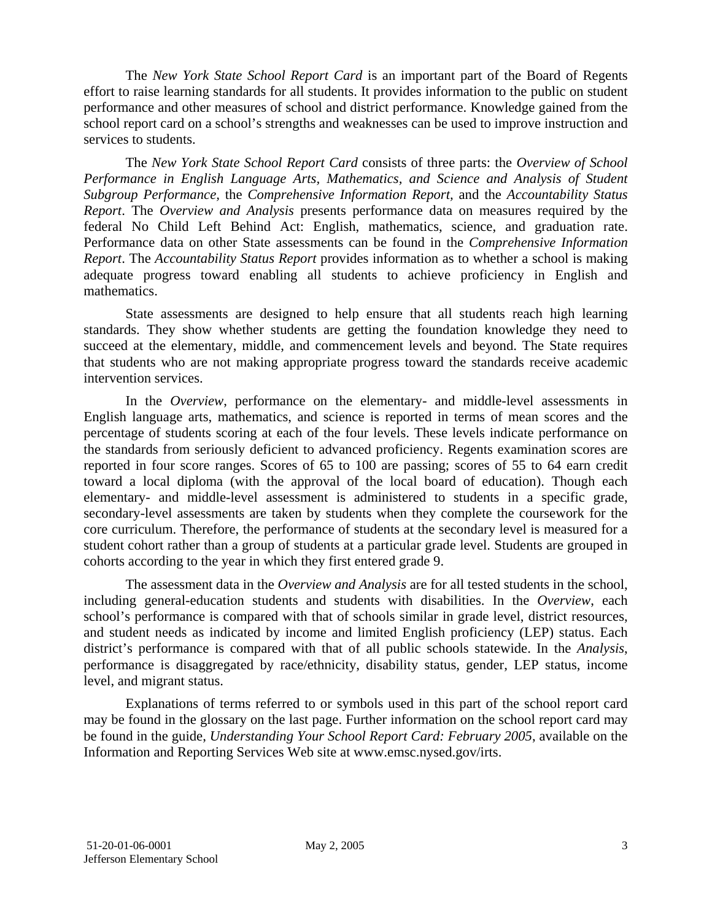The *New York State School Report Card* is an important part of the Board of Regents effort to raise learning standards for all students. It provides information to the public on student performance and other measures of school and district performance. Knowledge gained from the school report card on a school's strengths and weaknesses can be used to improve instruction and services to students.

The *New York State School Report Card* consists of three parts: the *Overview of School Performance in English Language Arts, Mathematics, and Science and Analysis of Student Subgroup Performance,* the *Comprehensive Information Report,* and the *Accountability Status Report*. The *Overview and Analysis* presents performance data on measures required by the federal No Child Left Behind Act: English, mathematics, science, and graduation rate. Performance data on other State assessments can be found in the *Comprehensive Information Report*. The *Accountability Status Report* provides information as to whether a school is making adequate progress toward enabling all students to achieve proficiency in English and mathematics.

State assessments are designed to help ensure that all students reach high learning standards. They show whether students are getting the foundation knowledge they need to succeed at the elementary, middle, and commencement levels and beyond. The State requires that students who are not making appropriate progress toward the standards receive academic intervention services.

In the *Overview*, performance on the elementary- and middle-level assessments in English language arts, mathematics, and science is reported in terms of mean scores and the percentage of students scoring at each of the four levels. These levels indicate performance on the standards from seriously deficient to advanced proficiency. Regents examination scores are reported in four score ranges. Scores of 65 to 100 are passing; scores of 55 to 64 earn credit toward a local diploma (with the approval of the local board of education). Though each elementary- and middle-level assessment is administered to students in a specific grade, secondary-level assessments are taken by students when they complete the coursework for the core curriculum. Therefore, the performance of students at the secondary level is measured for a student cohort rather than a group of students at a particular grade level. Students are grouped in cohorts according to the year in which they first entered grade 9.

The assessment data in the *Overview and Analysis* are for all tested students in the school, including general-education students and students with disabilities. In the *Overview*, each school's performance is compared with that of schools similar in grade level, district resources, and student needs as indicated by income and limited English proficiency (LEP) status. Each district's performance is compared with that of all public schools statewide. In the *Analysis*, performance is disaggregated by race/ethnicity, disability status, gender, LEP status, income level, and migrant status.

Explanations of terms referred to or symbols used in this part of the school report card may be found in the glossary on the last page. Further information on the school report card may be found in the guide, *Understanding Your School Report Card: February 2005*, available on the Information and Reporting Services Web site at www.emsc.nysed.gov/irts.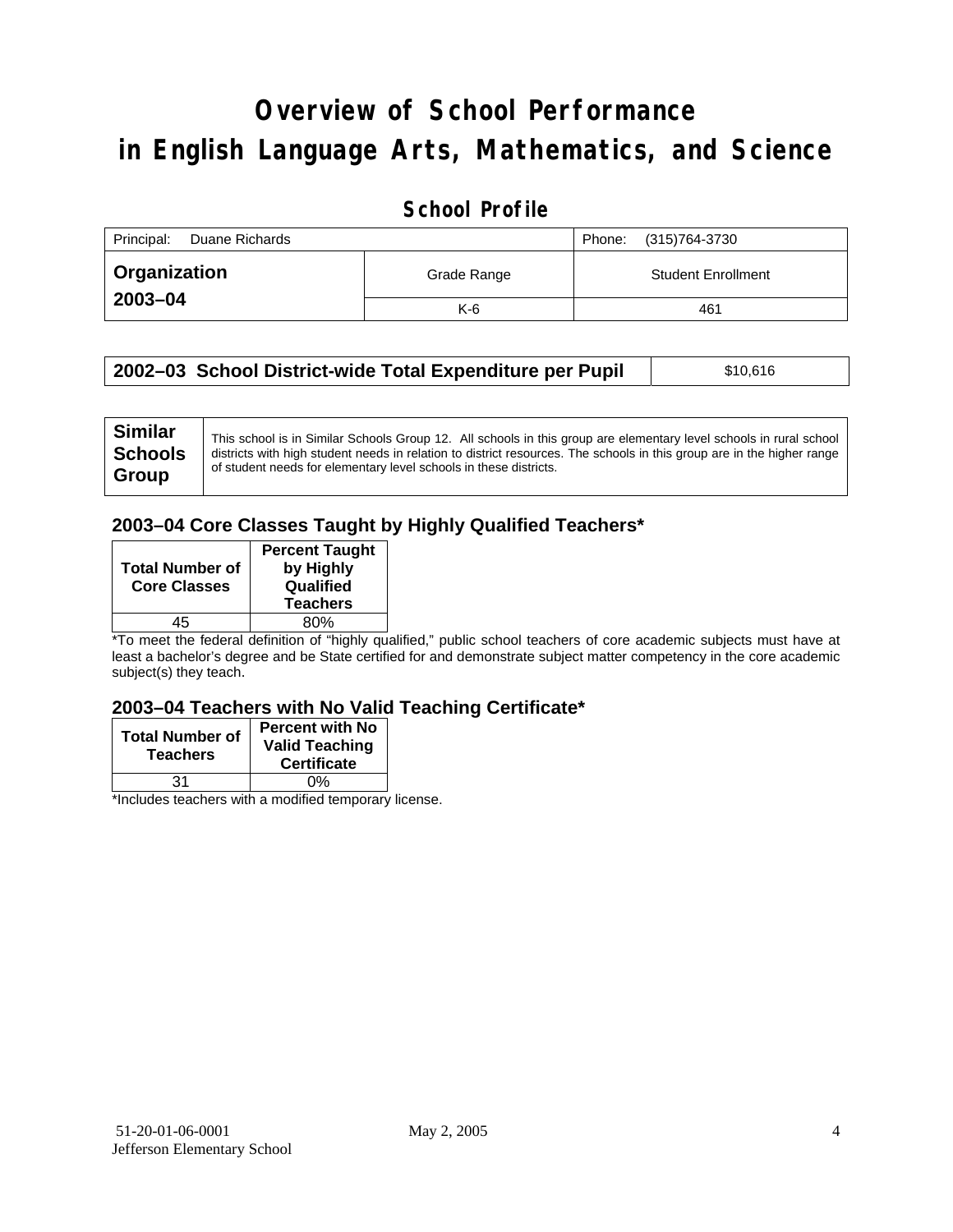# Overview of School Performance in English Language Arts, Mathematics, and Science

## School Profile

| Principal: Duane Richards | | Phone: (315)764-3730 |
|---|---|---|
| **Organization 2003–04** | Grade Range | Student Enrollment |
| | K-6 | 461 |

| **2002–03 School District-wide Total Expenditure per Pupil** | $10,616 |
|---|---|

| **Similar Schools Group** | This school is in Similar Schools Group 12. All schools in this group are elementary level schools in rural school districts with high student needs in relation to district resources. The schools in this group are in the higher range of student needs for elementary level schools in these districts. |
|---|---|

### 2003–04 Core Classes Taught by Highly Qualified Teachers*

| Total Number of Core Classes | Percent Taught by Highly Qualified Teachers |
|---|---|
| 45 | 80% |

*To meet the federal definition of "highly qualified," public school teachers of core academic subjects must have at least a bachelor's degree and be State certified for and demonstrate subject matter competency in the core academic subject(s) they teach.

### 2003–04 Teachers with No Valid Teaching Certificate*

| Total Number of Teachers | Percent with No Valid Teaching Certificate |
|---|---|
| 31 | 0% |

*Includes teachers with a modified temporary license.

51-20-01-06-0001 May 2, 2005
Jefferson Elementary School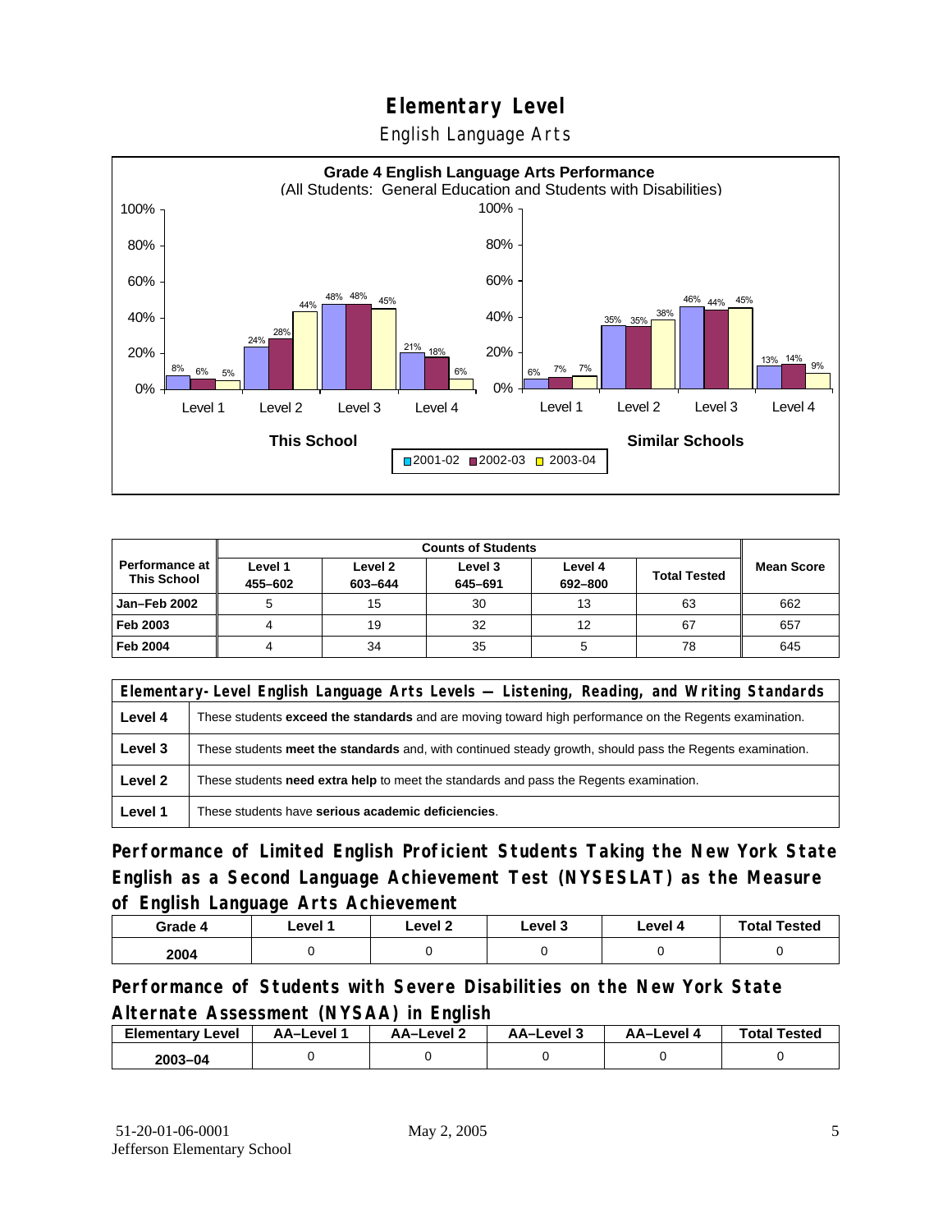# Elementary Level

English Language Arts

**Grade 4 English Language Arts Performance**
(All Students: General Education and Students with Disabilities)

| | Level 1 | Level 2 | Level 3 | Level 4 |
|---|---|---|---|---|
| **This School** 2001-02 | 8% | 24% | 48% | 21% |
| **This School** 2002-03 | 6% | 28% | 48% | 18% |
| **This School** 2003-04 | 5% | 44% | 45% | 6% |
| **Similar Schools** 2001-02 | 6% | 35% | 46% | 13% |
| **Similar Schools** 2002-03 | 7% | 35% | 44% | 14% |
| **Similar Schools** 2003-04 | 7% | 38% | 45% | 9% |

| Performance at This School | Counts of Students | | | | | Mean Score |
|---|---|---|---|---|---|---|
| | Level 1 455–602 | Level 2 603–644 | Level 3 645–691 | Level 4 692–800 | Total Tested | |
| Jan–Feb 2002 | 5 | 15 | 30 | 13 | 63 | 662 |
| Feb 2003 | 4 | 19 | 32 | 12 | 67 | 657 |
| Feb 2004 | 4 | 34 | 35 | 5 | 78 | 645 |

| Elementary-Level English Language Arts Levels — Listening, Reading, and Writing Standards | |
|---|---|
| Level 4 | These students **exceed the standards** and are moving toward high performance on the Regents examination. |
| Level 3 | These students **meet the standards** and, with continued steady growth, should pass the Regents examination. |
| Level 2 | These students **need extra help** to meet the standards and pass the Regents examination. |
| Level 1 | These students have **serious academic deficiencies**. |

## Performance of Limited English Proficient Students Taking the New York State English as a Second Language Achievement Test (NYSESLAT) as the Measure of English Language Arts Achievement

| Grade 4 | Level 1 | Level 2 | Level 3 | Level 4 | Total Tested |
|---|---|---|---|---|---|
| 2004 | 0 | 0 | 0 | 0 | 0 |

## Performance of Students with Severe Disabilities on the New York State Alternate Assessment (NYSAA) in English

| Elementary Level | AA–Level 1 | AA–Level 2 | AA–Level 3 | AA–Level 4 | Total Tested |
|---|---|---|---|---|---|
| 2003–04 | 0 | 0 | 0 | 0 | 0 |

51-20-01-06-0001
Jefferson Elementary School

May 2, 2005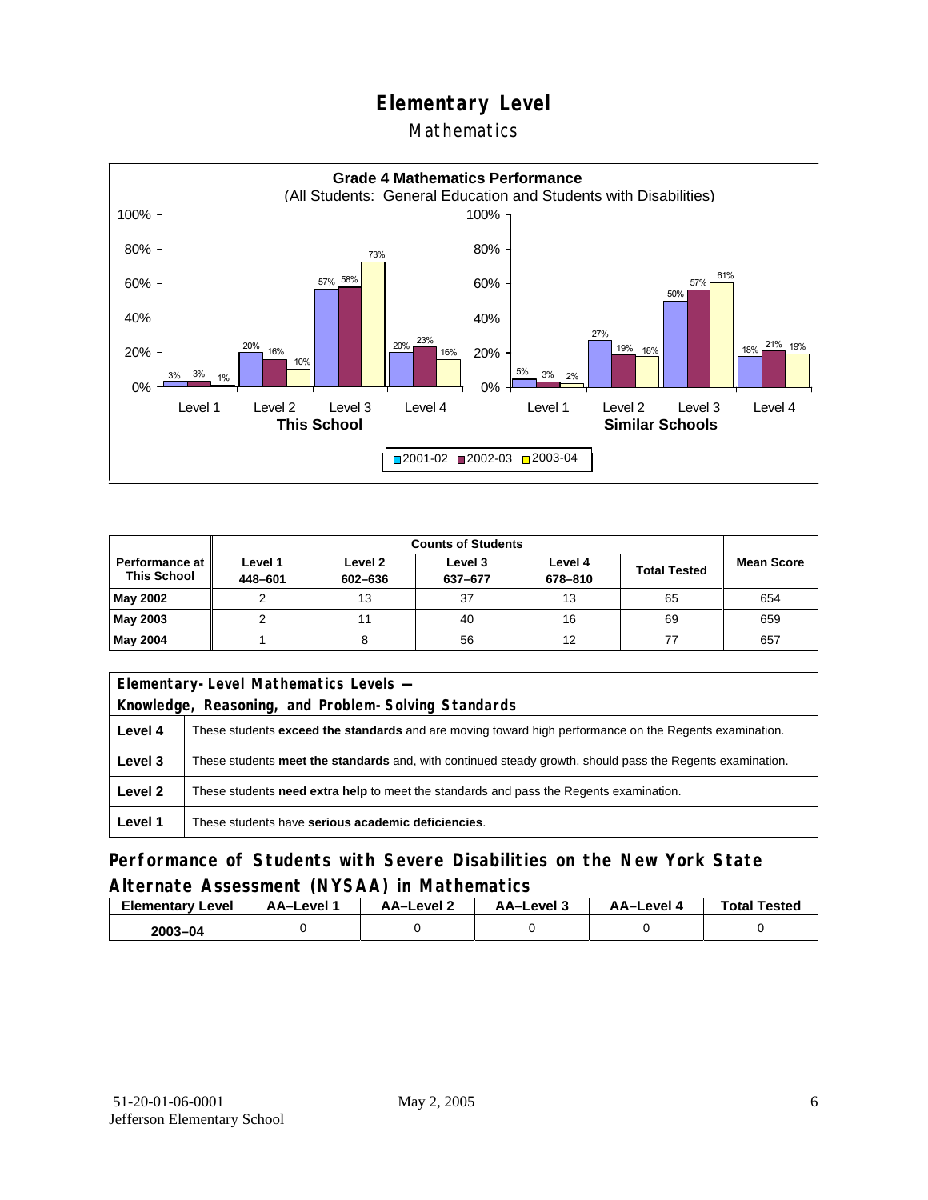# Elementary Level

## Mathematics

**Grade 4 Mathematics Performance**
(All Students: General Education and Students with Disabilities)

| | Level 1 | Level 2 | Level 3 | Level 4 |
|---|---|---|---|---|
| **This School** 2001-02 | 3% | 20% | 57% | 20% |
| **This School** 2002-03 | 3% | 16% | 58% | 23% |
| **This School** 2003-04 | 1% | 10% | 73% | 16% |
| **Similar Schools** 2001-02 | 5% | 27% | 50% | 18% |
| **Similar Schools** 2002-03 | 3% | 19% | 57% | 21% |
| **Similar Schools** 2003-04 | 2% | 18% | 61% | 19% |

| Performance at This School | Counts of Students | | | | | Mean Score |
|---|---|---|---|---|---|---|
| | Level 1 448–601 | Level 2 602–636 | Level 3 637–677 | Level 4 678–810 | Total Tested | |
| **May 2002** | 2 | 13 | 37 | 13 | 65 | 654 |
| **May 2003** | 2 | 11 | 40 | 16 | 69 | 659 |
| **May 2004** | 1 | 8 | 56 | 12 | 77 | 657 |

| Elementary-Level Mathematics Levels — Knowledge, Reasoning, and Problem-Solving Standards | |
|---|---|
| **Level 4** | These students **exceed the standards** and are moving toward high performance on the Regents examination. |
| **Level 3** | These students **meet the standards** and, with continued steady growth, should pass the Regents examination. |
| **Level 2** | These students **need extra help** to meet the standards and pass the Regents examination. |
| **Level 1** | These students have **serious academic deficiencies**. |

## Performance of Students with Severe Disabilities on the New York State Alternate Assessment (NYSAA) in Mathematics

| Elementary Level | AA–Level 1 | AA–Level 2 | AA–Level 3 | AA–Level 4 | Total Tested |
|---|---|---|---|---|---|
| 2003–04 | 0 | 0 | 0 | 0 | 0 |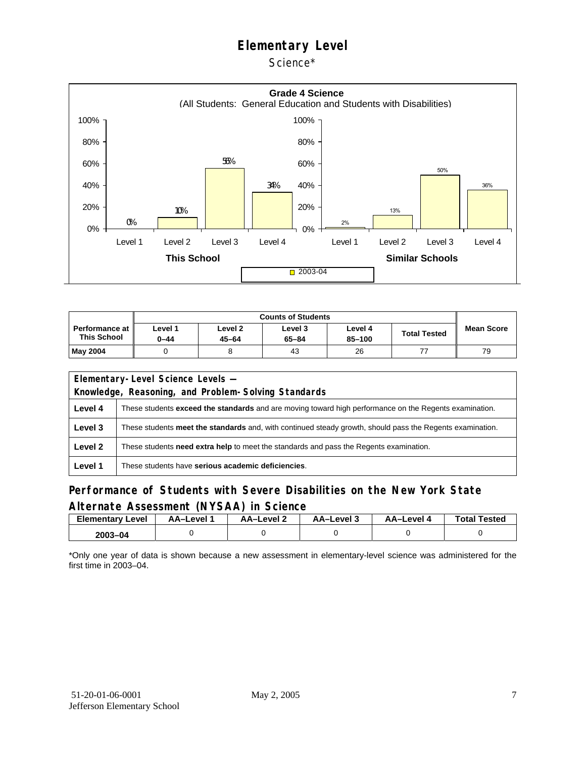# Elementary Level

## Science*

**Grade 4 Science**
(All Students: General Education and Students with Disabilities)

| | Level 1 | Level 2 | Level 3 | Level 4 |
|---|---|---|---|---|
| This School (2003-04) | 0% | 10% | 56% | 34% |
| Similar Schools (2003-04) | 2% | 13% | 50% | 36% |

| Performance at This School | Counts of Students | | | | | Mean Score |
|---|---|---|---|---|---|---|
| | Level 1 0–44 | Level 2 45–64 | Level 3 65–84 | Level 4 85–100 | Total Tested | |
| **May 2004** | 0 | 8 | 43 | 26 | 77 | 79 |

| Elementary-Level Science Levels — Knowledge, Reasoning, and Problem-Solving Standards | |
|---|---|
| **Level 4** | These students **exceed the standards** and are moving toward high performance on the Regents examination. |
| **Level 3** | These students **meet the standards** and, with continued steady growth, should pass the Regents examination. |
| **Level 2** | These students **need extra help** to meet the standards and pass the Regents examination. |
| **Level 1** | These students have **serious academic deficiencies**. |

## Performance of Students with Severe Disabilities on the New York State Alternate Assessment (NYSAA) in Science

| Elementary Level | AA–Level 1 | AA–Level 2 | AA–Level 3 | AA–Level 4 | Total Tested |
|---|---|---|---|---|---|
| **2003–04** | 0 | 0 | 0 | 0 | 0 |

*Only one year of data is shown because a new assessment in elementary-level science was administered for the first time in 2003–04.

51-20-01-06-0001 May 2, 2005
Jefferson Elementary School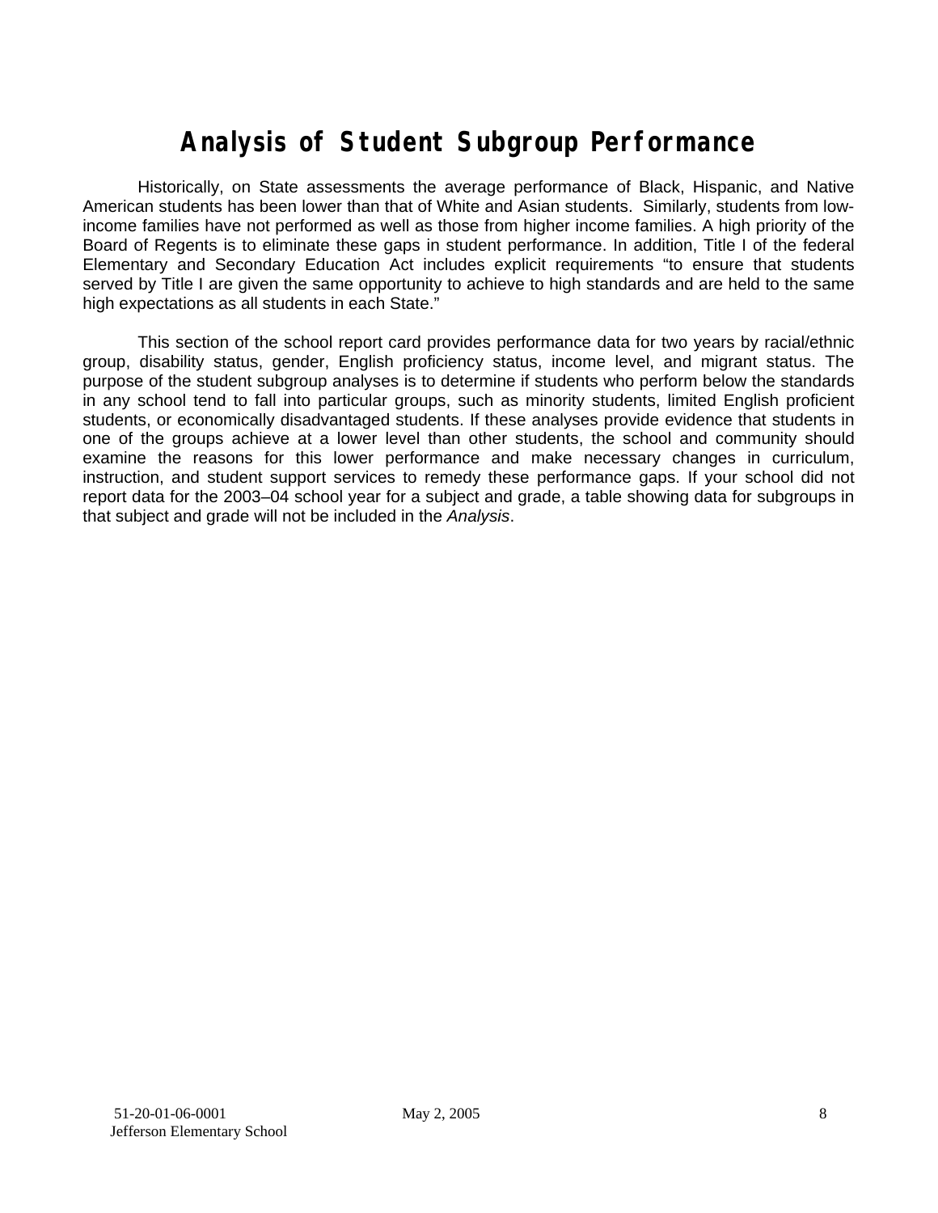# Analysis of Student Subgroup Performance

Historically, on State assessments the average performance of Black, Hispanic, and Native American students has been lower than that of White and Asian students. Similarly, students from low-income families have not performed as well as those from higher income families. A high priority of the Board of Regents is to eliminate these gaps in student performance. In addition, Title I of the federal Elementary and Secondary Education Act includes explicit requirements "to ensure that students served by Title I are given the same opportunity to achieve to high standards and are held to the same high expectations as all students in each State."

This section of the school report card provides performance data for two years by racial/ethnic group, disability status, gender, English proficiency status, income level, and migrant status. The purpose of the student subgroup analyses is to determine if students who perform below the standards in any school tend to fall into particular groups, such as minority students, limited English proficient students, or economically disadvantaged students. If these analyses provide evidence that students in one of the groups achieve at a lower level than other students, the school and community should examine the reasons for this lower performance and make necessary changes in curriculum, instruction, and student support services to remedy these performance gaps. If your school did not report data for the 2003–04 school year for a subject and grade, a table showing data for subgroups in that subject and grade will not be included in the *Analysis*.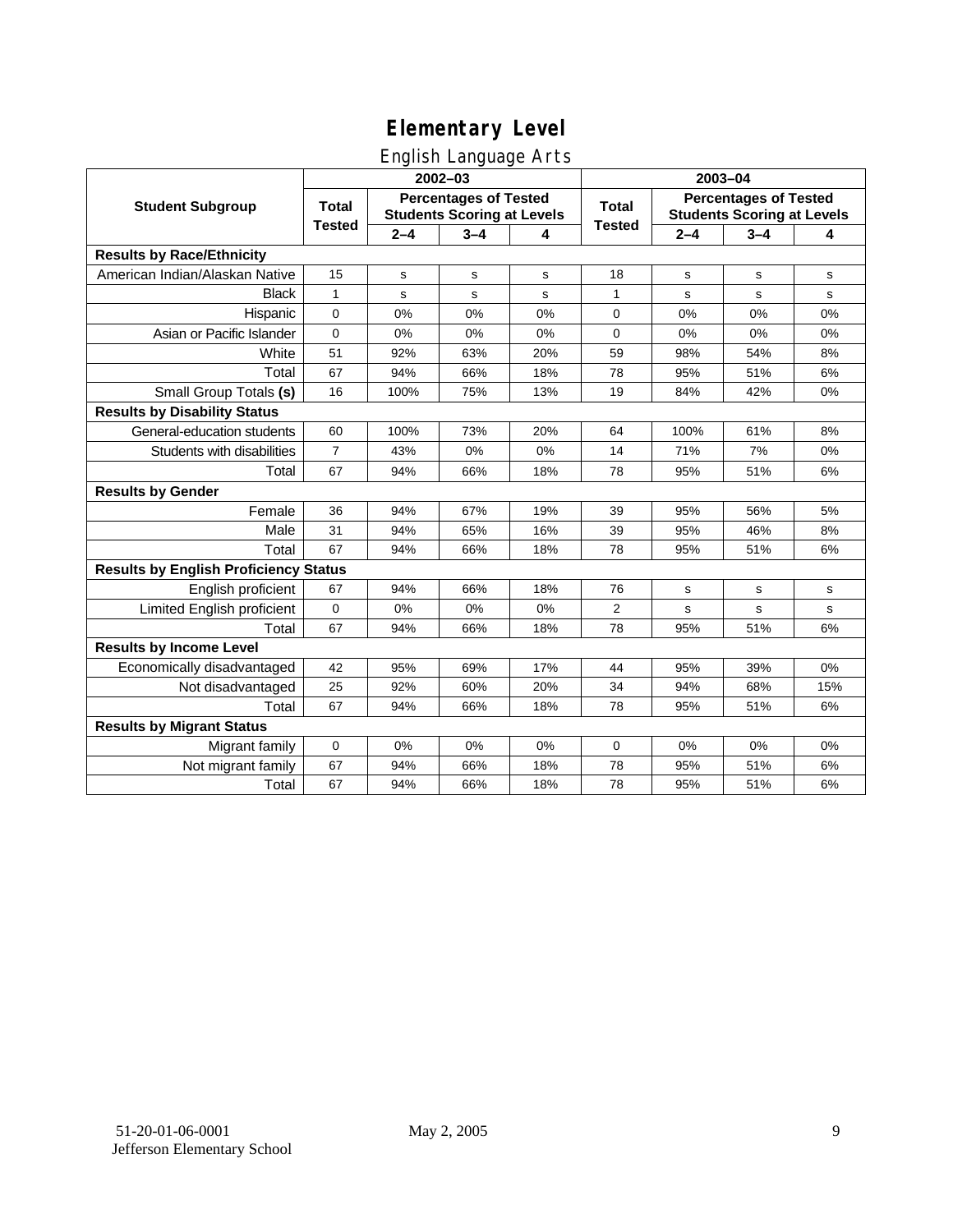# Elementary Level

## English Language Arts

| Student Subgroup | 2002–03 | | | | 2003–04 | | | |
|---|---|---|---|---|---|---|---|---|
| | Total Tested | Percentages of Tested Students Scoring at Levels | | | Total Tested | Percentages of Tested Students Scoring at Levels | | |
| | | 2–4 | 3–4 | 4 | | 2–4 | 3–4 | 4 |
| **Results by Race/Ethnicity** | | | | | | | | |
| American Indian/Alaskan Native | 15 | s | s | s | 18 | s | s | s |
| Black | 1 | s | s | s | 1 | s | s | s |
| Hispanic | 0 | 0% | 0% | 0% | 0 | 0% | 0% | 0% |
| Asian or Pacific Islander | 0 | 0% | 0% | 0% | 0 | 0% | 0% | 0% |
| White | 51 | 92% | 63% | 20% | 59 | 98% | 54% | 8% |
| Total | 67 | 94% | 66% | 18% | 78 | 95% | 51% | 6% |
| Small Group Totals **(s)** | 16 | 100% | 75% | 13% | 19 | 84% | 42% | 0% |
| **Results by Disability Status** | | | | | | | | |
| General-education students | 60 | 100% | 73% | 20% | 64 | 100% | 61% | 8% |
| Students with disabilities | 7 | 43% | 0% | 0% | 14 | 71% | 7% | 0% |
| Total | 67 | 94% | 66% | 18% | 78 | 95% | 51% | 6% |
| **Results by Gender** | | | | | | | | |
| Female | 36 | 94% | 67% | 19% | 39 | 95% | 56% | 5% |
| Male | 31 | 94% | 65% | 16% | 39 | 95% | 46% | 8% |
| Total | 67 | 94% | 66% | 18% | 78 | 95% | 51% | 6% |
| **Results by English Proficiency Status** | | | | | | | | |
| English proficient | 67 | 94% | 66% | 18% | 76 | s | s | s |
| Limited English proficient | 0 | 0% | 0% | 0% | 2 | s | s | s |
| Total | 67 | 94% | 66% | 18% | 78 | 95% | 51% | 6% |
| **Results by Income Level** | | | | | | | | |
| Economically disadvantaged | 42 | 95% | 69% | 17% | 44 | 95% | 39% | 0% |
| Not disadvantaged | 25 | 92% | 60% | 20% | 34 | 94% | 68% | 15% |
| Total | 67 | 94% | 66% | 18% | 78 | 95% | 51% | 6% |
| **Results by Migrant Status** | | | | | | | | |
| Migrant family | 0 | 0% | 0% | 0% | 0 | 0% | 0% | 0% |
| Not migrant family | 67 | 94% | 66% | 18% | 78 | 95% | 51% | 6% |
| Total | 67 | 94% | 66% | 18% | 78 | 95% | 51% | 6% |

51-20-01-06-0001
Jefferson Elementary School

May 2, 2005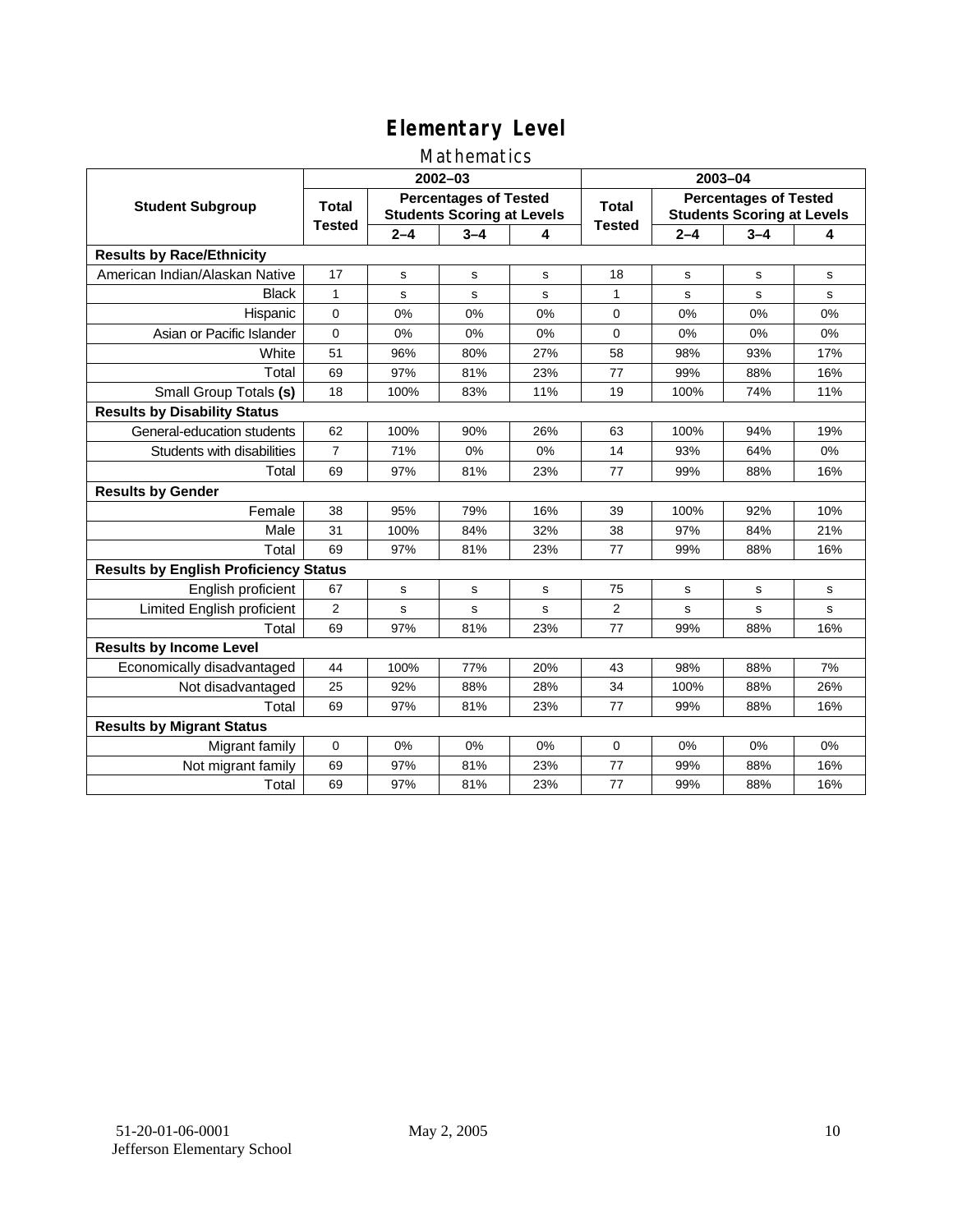# Elementary Level

## Mathematics

| Student Subgroup | 2002–03 | | | | 2003–04 | | | |
|---|---|---|---|---|---|---|---|---|
| | Total Tested | Percentages of Tested Students Scoring at Levels | | | Total Tested | Percentages of Tested Students Scoring at Levels | | |
| | | 2–4 | 3–4 | 4 | | 2–4 | 3–4 | 4 |
| **Results by Race/Ethnicity** | | | | | | | | |
| American Indian/Alaskan Native | 17 | s | s | s | 18 | s | s | s |
| Black | 1 | s | s | s | 1 | s | s | s |
| Hispanic | 0 | 0% | 0% | 0% | 0 | 0% | 0% | 0% |
| Asian or Pacific Islander | 0 | 0% | 0% | 0% | 0 | 0% | 0% | 0% |
| White | 51 | 96% | 80% | 27% | 58 | 98% | 93% | 17% |
| Total | 69 | 97% | 81% | 23% | 77 | 99% | 88% | 16% |
| Small Group Totals **(s)** | 18 | 100% | 83% | 11% | 19 | 100% | 74% | 11% |
| **Results by Disability Status** | | | | | | | | |
| General-education students | 62 | 100% | 90% | 26% | 63 | 100% | 94% | 19% |
| Students with disabilities | 7 | 71% | 0% | 0% | 14 | 93% | 64% | 0% |
| Total | 69 | 97% | 81% | 23% | 77 | 99% | 88% | 16% |
| **Results by Gender** | | | | | | | | |
| Female | 38 | 95% | 79% | 16% | 39 | 100% | 92% | 10% |
| Male | 31 | 100% | 84% | 32% | 38 | 97% | 84% | 21% |
| Total | 69 | 97% | 81% | 23% | 77 | 99% | 88% | 16% |
| **Results by English Proficiency Status** | | | | | | | | |
| English proficient | 67 | s | s | s | 75 | s | s | s |
| Limited English proficient | 2 | s | s | s | 2 | s | s | s |
| Total | 69 | 97% | 81% | 23% | 77 | 99% | 88% | 16% |
| **Results by Income Level** | | | | | | | | |
| Economically disadvantaged | 44 | 100% | 77% | 20% | 43 | 98% | 88% | 7% |
| Not disadvantaged | 25 | 92% | 88% | 28% | 34 | 100% | 88% | 26% |
| Total | 69 | 97% | 81% | 23% | 77 | 99% | 88% | 16% |
| **Results by Migrant Status** | | | | | | | | |
| Migrant family | 0 | 0% | 0% | 0% | 0 | 0% | 0% | 0% |
| Not migrant family | 69 | 97% | 81% | 23% | 77 | 99% | 88% | 16% |
| Total | 69 | 97% | 81% | 23% | 77 | 99% | 88% | 16% |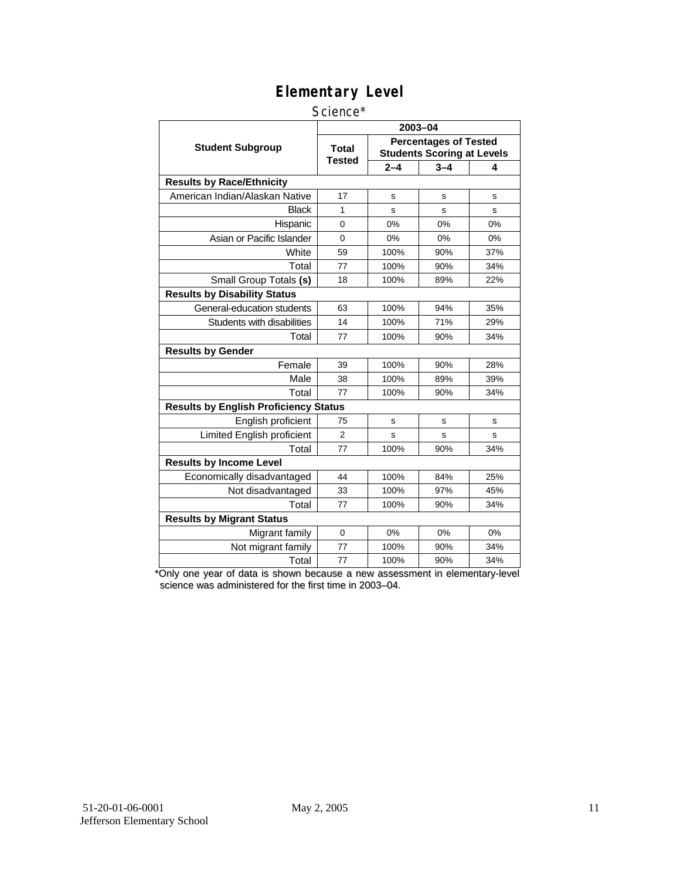# Elementary Level

Science*

| Student Subgroup | 2003–04 | | | |
|---|---|---|---|---|
| | Total Tested | Percentages of Tested Students Scoring at Levels | | |
| | | 2–4 | 3–4 | 4 |
| **Results by Race/Ethnicity** | | | | |
| American Indian/Alaskan Native | 17 | s | s | s |
| Black | 1 | s | s | s |
| Hispanic | 0 | 0% | 0% | 0% |
| Asian or Pacific Islander | 0 | 0% | 0% | 0% |
| White | 59 | 100% | 90% | 37% |
| Total | 77 | 100% | 90% | 34% |
| Small Group Totals **(s)** | 18 | 100% | 89% | 22% |
| **Results by Disability Status** | | | | |
| General-education students | 63 | 100% | 94% | 35% |
| Students with disabilities | 14 | 100% | 71% | 29% |
| Total | 77 | 100% | 90% | 34% |
| **Results by Gender** | | | | |
| Female | 39 | 100% | 90% | 28% |
| Male | 38 | 100% | 89% | 39% |
| Total | 77 | 100% | 90% | 34% |
| **Results by English Proficiency Status** | | | | |
| English proficient | 75 | s | s | s |
| Limited English proficient | 2 | s | s | s |
| Total | 77 | 100% | 90% | 34% |
| **Results by Income Level** | | | | |
| Economically disadvantaged | 44 | 100% | 84% | 25% |
| Not disadvantaged | 33 | 100% | 97% | 45% |
| Total | 77 | 100% | 90% | 34% |
| **Results by Migrant Status** | | | | |
| Migrant family | 0 | 0% | 0% | 0% |
| Not migrant family | 77 | 100% | 90% | 34% |
| Total | 77 | 100% | 90% | 34% |

*Only one year of data is shown because a new assessment in elementary-level science was administered for the first time in 2003–04.

51-20-01-06-0001 May 2, 2005
Jefferson Elementary School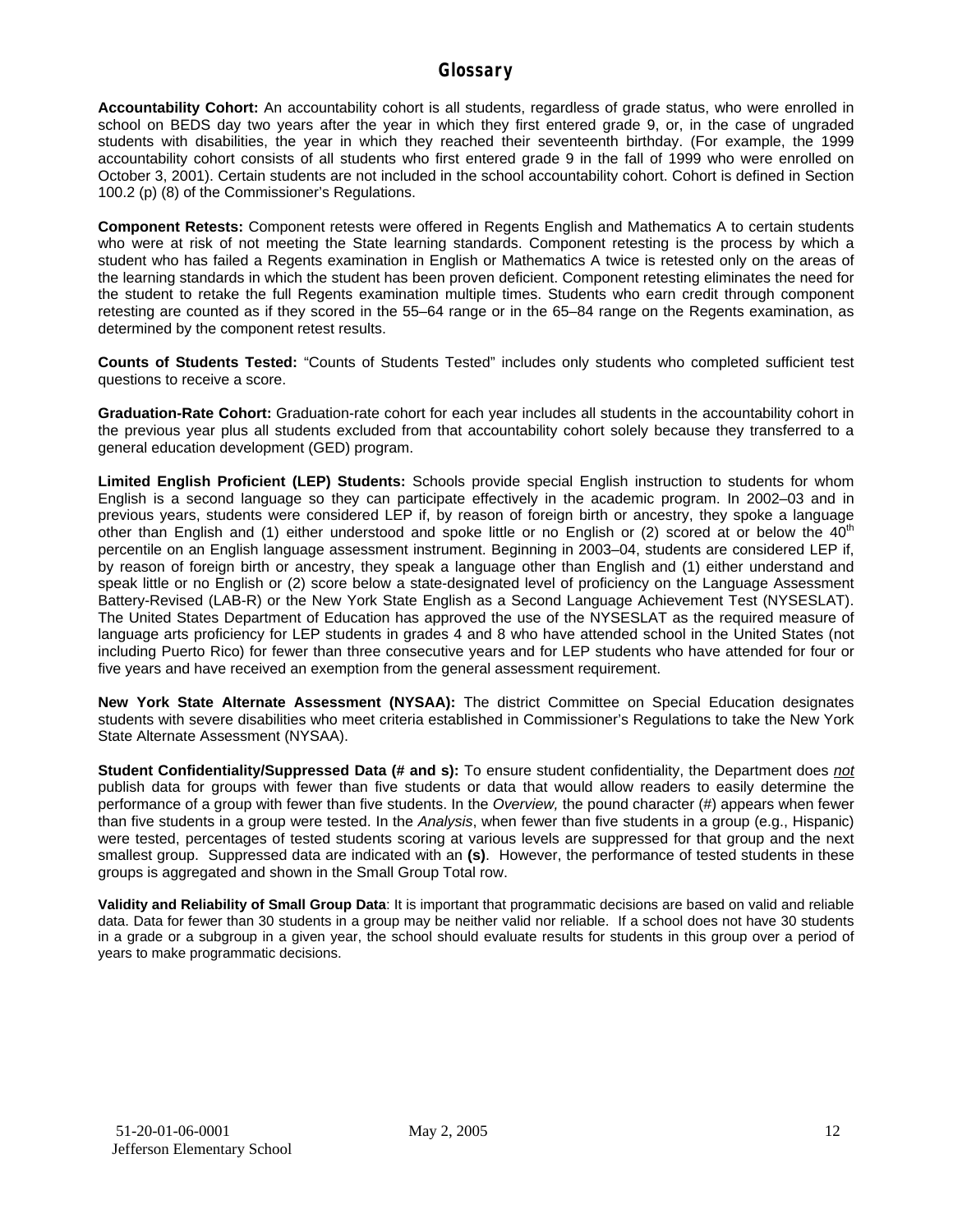# Glossary

**Accountability Cohort:** An accountability cohort is all students, regardless of grade status, who were enrolled in school on BEDS day two years after the year in which they first entered grade 9, or, in the case of ungraded students with disabilities, the year in which they reached their seventeenth birthday. (For example, the 1999 accountability cohort consists of all students who first entered grade 9 in the fall of 1999 who were enrolled on October 3, 2001). Certain students are not included in the school accountability cohort. Cohort is defined in Section 100.2 (p) (8) of the Commissioner's Regulations.

**Component Retests:** Component retests were offered in Regents English and Mathematics A to certain students who were at risk of not meeting the State learning standards. Component retesting is the process by which a student who has failed a Regents examination in English or Mathematics A twice is retested only on the areas of the learning standards in which the student has been proven deficient. Component retesting eliminates the need for the student to retake the full Regents examination multiple times. Students who earn credit through component retesting are counted as if they scored in the 55–64 range or in the 65–84 range on the Regents examination, as determined by the component retest results.

**Counts of Students Tested:** "Counts of Students Tested" includes only students who completed sufficient test questions to receive a score.

**Graduation-Rate Cohort:** Graduation-rate cohort for each year includes all students in the accountability cohort in the previous year plus all students excluded from that accountability cohort solely because they transferred to a general education development (GED) program.

**Limited English Proficient (LEP) Students:** Schools provide special English instruction to students for whom English is a second language so they can participate effectively in the academic program. In 2002–03 and in previous years, students were considered LEP if, by reason of foreign birth or ancestry, they spoke a language other than English and (1) either understood and spoke little or no English or (2) scored at or below the 40th percentile on an English language assessment instrument. Beginning in 2003–04, students are considered LEP if, by reason of foreign birth or ancestry, they speak a language other than English and (1) either understand and speak little or no English or (2) score below a state-designated level of proficiency on the Language Assessment Battery-Revised (LAB-R) or the New York State English as a Second Language Achievement Test (NYSESLAT). The United States Department of Education has approved the use of the NYSESLAT as the required measure of language arts proficiency for LEP students in grades 4 and 8 who have attended school in the United States (not including Puerto Rico) for fewer than three consecutive years and for LEP students who have attended for four or five years and have received an exemption from the general assessment requirement.

**New York State Alternate Assessment (NYSAA):** The district Committee on Special Education designates students with severe disabilities who meet criteria established in Commissioner's Regulations to take the New York State Alternate Assessment (NYSAA).

**Student Confidentiality/Suppressed Data (# and s):** To ensure student confidentiality, the Department does *not* publish data for groups with fewer than five students or data that would allow readers to easily determine the performance of a group with fewer than five students. In the *Overview,* the pound character (#) appears when fewer than five students in a group were tested. In the *Analysis*, when fewer than five students in a group (e.g., Hispanic) were tested, percentages of tested students scoring at various levels are suppressed for that group and the next smallest group. Suppressed data are indicated with an **(s)**. However, the performance of tested students in these groups is aggregated and shown in the Small Group Total row.

**Validity and Reliability of Small Group Data**: It is important that programmatic decisions are based on valid and reliable data. Data for fewer than 30 students in a group may be neither valid nor reliable. If a school does not have 30 students in a grade or a subgroup in a given year, the school should evaluate results for students in this group over a period of years to make programmatic decisions.